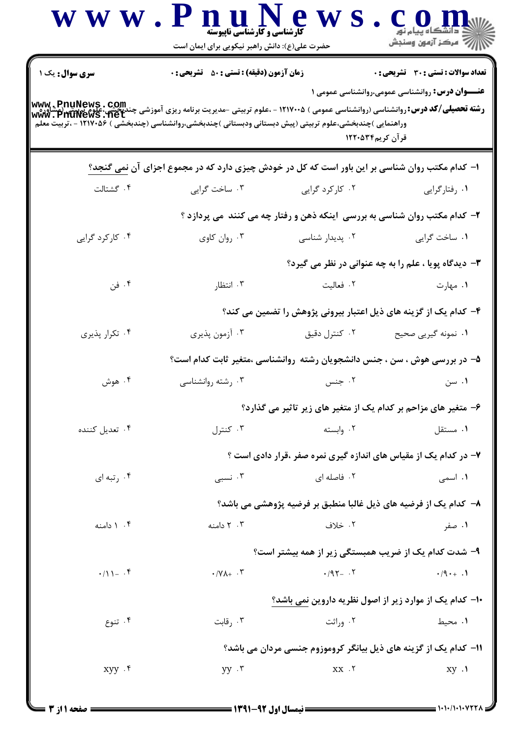**سری سوال:** یک ۱

**زمان آزمون (دقیقه) : تستی : ۵۰ تشریحی : ۰**

**تعداد سوالات : تستی : ۳۰ تشریحی : ۰**

**عنـــوان درس:** روانشناسی عمومی،روانشناسی عمومی ۱

**رشته تحصیلی/کد درس:** روانشناسی (روانشناسی عمومی ) ۱۲۱۷۰۰۵ - ،علوم تربیتی -مدیریت برنامه ریزی آموزشی چندبخشی،علوم تربیتی (مشاوره وراهنمایی )چندبخشی،علوم تربیتی (پیش دبستانی ودبستانی )چندبخشی،روانشناسی (چندبخشی ) ۱۲۱۷۰۵۶ - ،تربیت معلم قرآن کریم۱۲۲۰۵۳۴

۱- کدام مکتب روان شناسی بر این باور است که کل در خودش چیزی دارد که در مجموع اجزای آن نمی گنجد؟

۱. رفتارگرایی ۲. کارکرد گرایی ۳. ساخت گرایی ۴. گشتالت

۲- کدام مکتب روان شناسی به بررسی اینکه ذهن و رفتار چه می کنند می پردازد ؟

۱. ساخت گرایی ۲. پدیدار شناسی ۳. روان کاوی ۴. کارکرد گرایی

۳- دیدگاه پویا ، علم را به چه عنوانی در نظر می گیرد؟

۱. مهارت ۲. فعالیت ۳. انتظار ۴. فن

۴- کدام یک از گزینه های ذیل اعتبار بیرونی پژوهش را تضمین می کند؟

۱. نمونه گیری صحیح ۲. کنترل دقیق ۳. آزمون پذیری ۴. تکرار پذیری

۵- در بررسی هوش ، سن ، جنس دانشجویان رشته روانشناسی ،متغیر ثابت کدام است؟

۱. سن ۲. جنس ۳. رشته روانشناسی ۴. هوش

۶- متغیر های مزاحم بر کدام یک از متغیر های زیر تاثیر می گذارد؟

۱. مستقل ۲. وابسته ۳. کنترل ۴. تعدیل کننده

۷- در کدام یک از مقیاس های اندازه گیری نمره صفر ،قرار دادی است ؟

۱. اسمی ۲. فاصله ای ۳. نسبی ۴. رتبه ای

۸- کدام یک از فرضیه های ذیل غالبا منطبق بر فرضیه پژوهشی می باشد؟

۱. صفر ۲. خلاف ۳. ۲ دامنه ۴. ۱ دامنه

۹- شدت کدام یک از ضریب همبستگی زیر از همه بیشتر است؟

۱. ۰/۹۰+ ۲. ۰/۹۲- ۳. ۰/۷۸+ ۴. ۰/۱۱-

۱۰- کدام یک از موارد زیر از اصول نظریه داروین نمی باشد؟

۱. محیط ۲. وراثت ۳. رقابت ۴. تنوع

۱۱- کدام یک از گزینه های ذیل بیانگر کروموزوم جنسی مردان می باشد؟

۱. xy ۲. xx ۳. yy ۴. xyy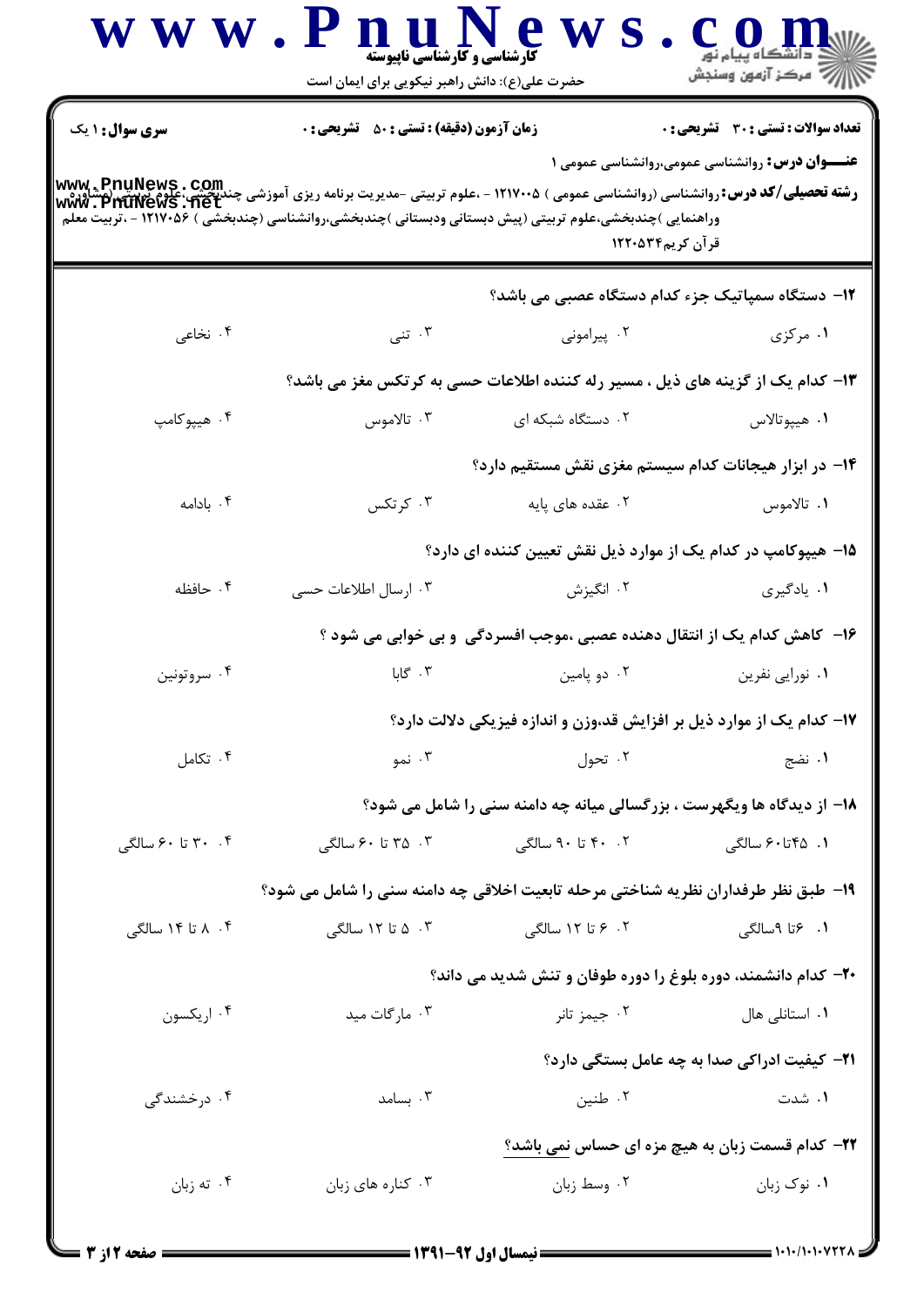**سری سوال:** ۱ یک

**زمان آزمون (دقیقه) : تستی : ۵۰ تشریحی : ۰**

**تعداد سوالات : تستی : ۳۰ تشریحی : ۰**

**عنـــوان درس:** روانشناسی عمومی،روانشناسی عمومی ۱

**رشته تحصیلی/کد درس:** روانشناسی (روانشناسی عمومی ) ۱۲۱۷۰۰۵ - ،علوم تربیتی -مدیریت برنامه ریزی آموزشی چندبخشی، علوم تربیتی (مشاوره وراهنمایی )چندبخشی،علوم تربیتی (پیش دبستانی ودبستانی )چندبخشی،روانشناسی (چندبخشی ) ۱۲۱۷۰۵۶ - ،تربیت معلم قرآن کریم۱۲۲۰۵۳۴

۱۲- دستگاه سمپاتیک جزء کدام دستگاه عصبی می باشد؟

۱. مرکزی ۲. پیرامونی ۳. تنی ۴. نخاعی

۱۳- کدام یک از گزینه های ذیل ، مسیر رله کننده اطلاعات حسی به کرتکس مغز می باشد؟

۱. هیپوتالاس ۲. دستگاه شبکه ای ۳. تالاموس ۴. هیپوکامپ

۱۴- در ابزار هیجانات کدام سیستم مغزی نقش مستقیم دارد؟

۱. تالاموس ۲. عقده های پایه ۳. کرتکس ۴. بادامه

۱۵- هیپوکامپ در کدام یک از موارد ذیل نقش تعیین کننده ای دارد؟

۱. یادگیری ۲. انگیزش ۳. ارسال اطلاعات حسی ۴. حافظه

۱۶- کاهش کدام یک از انتقال دهنده عصبی ،موجب افسردگی و بی خوابی می شود ؟

۱. نورایی نفرین ۲. دو پامین ۳. گابا ۴. سروتونین

۱۷- کدام یک از موارد ذیل بر افزایش قد،وزن و اندازه فیزیکی دلالت دارد؟

۱. نضج ۲. تحول ۳. نمو ۴. تکامل

۱۸- از دیدگاه ها ویگهرست ، بزرگسالی میانه چه دامنه سنی را شامل می شود؟

۱. ۴۵تا۶۰ سالگی ۲. ۴۰ تا ۹۰ سالگی ۳. ۳۵ تا ۶۰ سالگی ۴. ۳۰ تا ۶۰ سالگی

۱۹- طبق نظر طرفداران نظریه شناختی مرحله تابعیت اخلاقی چه دامنه سنی را شامل می شود؟

۱. ۶تا ۹سالگی ۲. ۶ تا ۱۲ سالگی ۳. ۵ تا ۱۲ سالگی ۴. ۸ تا ۱۴ سالگی

۲۰- کدام دانشمند، دوره بلوغ را دوره طوفان و تنش شدید می داند؟

۱. استانلی هال ۲. جیمز تانر ۳. مارگات مید ۴. اریکسون

۲۱- کیفیت ادراکی صدا به چه عامل بستگی دارد؟

۱. شدت ۲. طنین ۳. بسامد ۴. درخشندگی

۲۲- کدام قسمت زبان به هیچ مزه ای حساس نمی باشد؟

۱. نوک زبان ۲. وسط زبان ۳. کناره های زبان ۴. ته زبان

نیمسال اول ۹۲-۱۳۹۱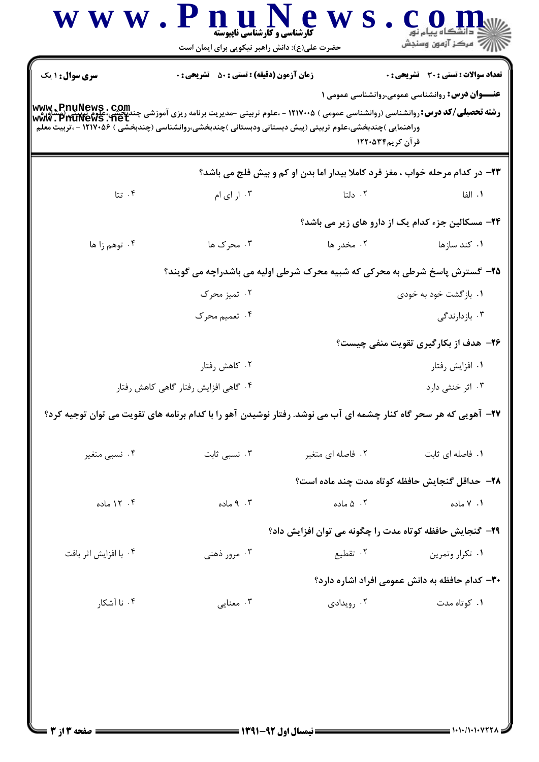**۲۳- در کدام مرحله خواب ، مغز فرد کاملا بیدار اما بدن او کم و بیش فلج می باشد؟**

۱. الفا

۲. دلتا

۳. ار ای ام

۴. تتا

**۲۴- مسکالین جزء کدام یک از دارو های زیر می باشد؟**

۱. کند سازها

۲. مخدر ها

۳. محرک ها

۴. توهم زا ها

**۲۵- گسترش پاسخ شرطی به محرکی که شبیه محرک شرطی اولیه می باشدراچه می گویند؟**

۱. بازگشت خود به خودی

۲. تمیز محرک

۳. بازدارندگی

۴. تعمیم محرک

**۲۶- هدف از بکارگیری تقویت منفی چیست؟**

۱. افزایش رفتار

۲. کاهش رفتار

۳. اثر خنثی دارد

۴. گاهی افزایش رفتار گاهی کاهش رفتار

**۲۷- آهویی که هر سحر گاه کنار چشمه ای آب می نوشد. رفتار نوشیدن آهو را با کدام برنامه های تقویت می توان توجیه کرد؟**

۱. فاصله ای ثابت

۲. فاصله ای متغیر

۳. نسبی ثابت

۴. نسبی متغیر

**۲۸- حداقل گنجایش حافظه کوتاه مدت چند ماده است؟**

۱. ۷ ماده

۲. ۵ ماده

۳. ۹ ماده

۴. ۱۲ ماده

**۲۹- گنجایش حافظه کوتاه مدت را چگونه می توان افزایش داد؟**

۱. تکرار وتمرین

۲. تقطیع

۳. مرور ذهنی

۴. با افزایش اثر بافت

**۳۰- کدام حافظه به دانش عمومی افراد اشاره دارد؟**

۱. کوتاه مدت

۲. رویدادی

۳. معنایی

۴. نا آشکار